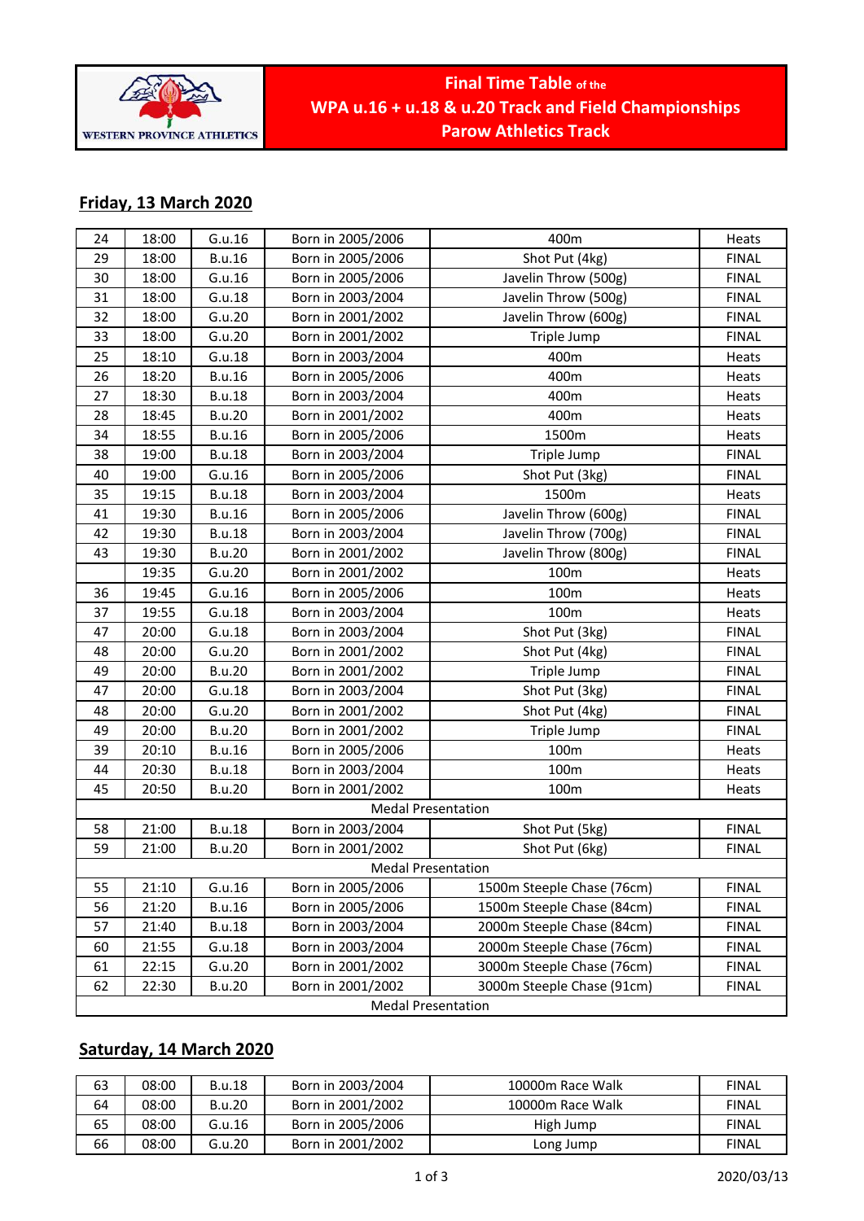WESTERN PROVINCE ATHLETICS

# Final Time Table of the WPA u.16 + u.18 & u.20 Track and Field Championships Parow Athletics Track

## Friday, 13 March 2020

| | | | | | |
|---|---|---|---|---|---|
| 24 | 18:00 | G.u.16 | Born in 2005/2006 | 400m | Heats |
| 29 | 18:00 | B.u.16 | Born in 2005/2006 | Shot Put (4kg) | FINAL |
| 30 | 18:00 | G.u.16 | Born in 2005/2006 | Javelin Throw (500g) | FINAL |
| 31 | 18:00 | G.u.18 | Born in 2003/2004 | Javelin Throw (500g) | FINAL |
| 32 | 18:00 | G.u.20 | Born in 2001/2002 | Javelin Throw (600g) | FINAL |
| 33 | 18:00 | G.u.20 | Born in 2001/2002 | Triple Jump | FINAL |
| 25 | 18:10 | G.u.18 | Born in 2003/2004 | 400m | Heats |
| 26 | 18:20 | B.u.16 | Born in 2005/2006 | 400m | Heats |
| 27 | 18:30 | B.u.18 | Born in 2003/2004 | 400m | Heats |
| 28 | 18:45 | B.u.20 | Born in 2001/2002 | 400m | Heats |
| 34 | 18:55 | B.u.16 | Born in 2005/2006 | 1500m | Heats |
| 38 | 19:00 | B.u.18 | Born in 2003/2004 | Triple Jump | FINAL |
| 40 | 19:00 | G.u.16 | Born in 2005/2006 | Shot Put (3kg) | FINAL |
| 35 | 19:15 | B.u.18 | Born in 2003/2004 | 1500m | Heats |
| 41 | 19:30 | B.u.16 | Born in 2005/2006 | Javelin Throw (600g) | FINAL |
| 42 | 19:30 | B.u.18 | Born in 2003/2004 | Javelin Throw (700g) | FINAL |
| 43 | 19:30 | B.u.20 | Born in 2001/2002 | Javelin Throw (800g) | FINAL |
| | 19:35 | G.u.20 | Born in 2001/2002 | 100m | Heats |
| 36 | 19:45 | G.u.16 | Born in 2005/2006 | 100m | Heats |
| 37 | 19:55 | G.u.18 | Born in 2003/2004 | 100m | Heats |
| 47 | 20:00 | G.u.18 | Born in 2003/2004 | Shot Put (3kg) | FINAL |
| 48 | 20:00 | G.u.20 | Born in 2001/2002 | Shot Put (4kg) | FINAL |
| 49 | 20:00 | B.u.20 | Born in 2001/2002 | Triple Jump | FINAL |
| 47 | 20:00 | G.u.18 | Born in 2003/2004 | Shot Put (3kg) | FINAL |
| 48 | 20:00 | G.u.20 | Born in 2001/2002 | Shot Put (4kg) | FINAL |
| 49 | 20:00 | B.u.20 | Born in 2001/2002 | Triple Jump | FINAL |
| 39 | 20:10 | B.u.16 | Born in 2005/2006 | 100m | Heats |
| 44 | 20:30 | B.u.18 | Born in 2003/2004 | 100m | Heats |
| 45 | 20:50 | B.u.20 | Born in 2001/2002 | 100m | Heats |
| Medal Presentation | | | | | |
| 58 | 21:00 | B.u.18 | Born in 2003/2004 | Shot Put (5kg) | FINAL |
| 59 | 21:00 | B.u.20 | Born in 2001/2002 | Shot Put (6kg) | FINAL |
| Medal Presentation | | | | | |
| 55 | 21:10 | G.u.16 | Born in 2005/2006 | 1500m Steeple Chase (76cm) | FINAL |
| 56 | 21:20 | B.u.16 | Born in 2005/2006 | 1500m Steeple Chase (84cm) | FINAL |
| 57 | 21:40 | B.u.18 | Born in 2003/2004 | 2000m Steeple Chase (84cm) | FINAL |
| 60 | 21:55 | G.u.18 | Born in 2003/2004 | 2000m Steeple Chase (76cm) | FINAL |
| 61 | 22:15 | G.u.20 | Born in 2001/2002 | 3000m Steeple Chase (76cm) | FINAL |
| 62 | 22:30 | B.u.20 | Born in 2001/2002 | 3000m Steeple Chase (91cm) | FINAL |
| Medal Presentation | | | | | |

## Saturday, 14 March 2020

| | | | | | |
|---|---|---|---|---|---|
| 63 | 08:00 | B.u.18 | Born in 2003/2004 | 10000m Race Walk | FINAL |
| 64 | 08:00 | B.u.20 | Born in 2001/2002 | 10000m Race Walk | FINAL |
| 65 | 08:00 | G.u.16 | Born in 2005/2006 | High Jump | FINAL |
| 66 | 08:00 | G.u.20 | Born in 2001/2002 | Long Jump | FINAL |

2020/03/13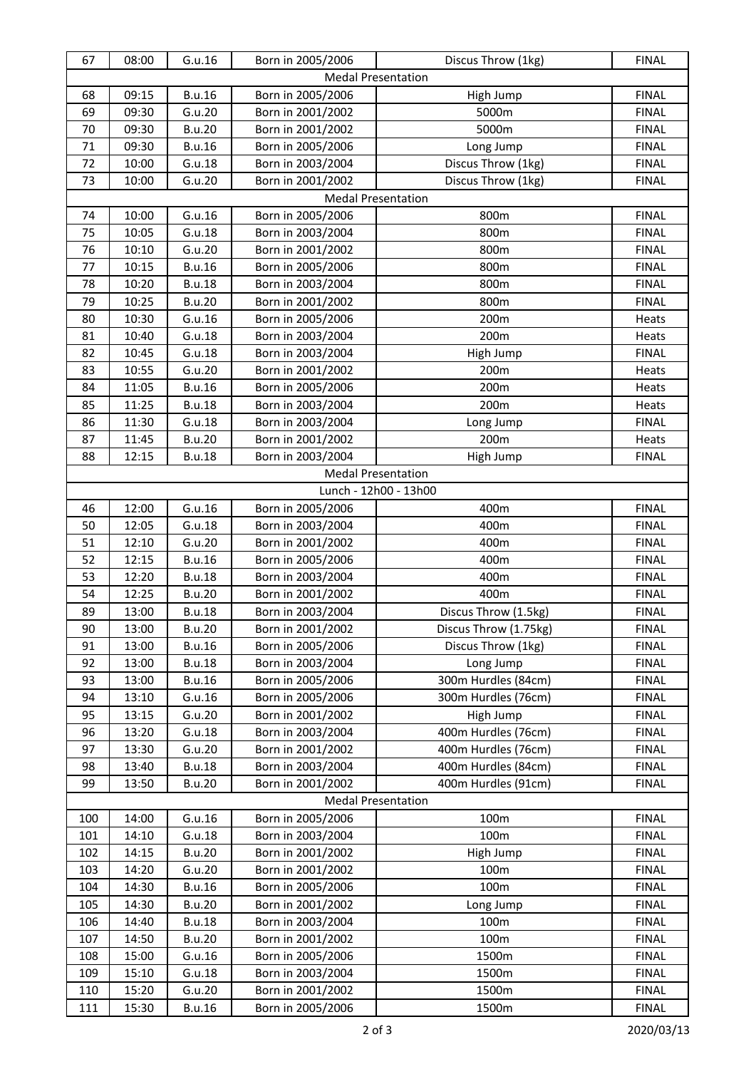| 67 | 08:00 | G.u.16 | Born in 2005/2006 | Discus Throw (1kg) | FINAL |
|---|---|---|---|---|---|
| Medal Presentation | | | | | |
| 68 | 09:15 | B.u.16 | Born in 2005/2006 | High Jump | FINAL |
| 69 | 09:30 | G.u.20 | Born in 2001/2002 | 5000m | FINAL |
| 70 | 09:30 | B.u.20 | Born in 2001/2002 | 5000m | FINAL |
| 71 | 09:30 | B.u.16 | Born in 2005/2006 | Long Jump | FINAL |
| 72 | 10:00 | G.u.18 | Born in 2003/2004 | Discus Throw (1kg) | FINAL |
| 73 | 10:00 | G.u.20 | Born in 2001/2002 | Discus Throw (1kg) | FINAL |
| Medal Presentation | | | | | |
| 74 | 10:00 | G.u.16 | Born in 2005/2006 | 800m | FINAL |
| 75 | 10:05 | G.u.18 | Born in 2003/2004 | 800m | FINAL |
| 76 | 10:10 | G.u.20 | Born in 2001/2002 | 800m | FINAL |
| 77 | 10:15 | B.u.16 | Born in 2005/2006 | 800m | FINAL |
| 78 | 10:20 | B.u.18 | Born in 2003/2004 | 800m | FINAL |
| 79 | 10:25 | B.u.20 | Born in 2001/2002 | 800m | FINAL |
| 80 | 10:30 | G.u.16 | Born in 2005/2006 | 200m | Heats |
| 81 | 10:40 | G.u.18 | Born in 2003/2004 | 200m | Heats |
| 82 | 10:45 | G.u.18 | Born in 2003/2004 | High Jump | FINAL |
| 83 | 10:55 | G.u.20 | Born in 2001/2002 | 200m | Heats |
| 84 | 11:05 | B.u.16 | Born in 2005/2006 | 200m | Heats |
| 85 | 11:25 | B.u.18 | Born in 2003/2004 | 200m | Heats |
| 86 | 11:30 | G.u.18 | Born in 2003/2004 | Long Jump | FINAL |
| 87 | 11:45 | B.u.20 | Born in 2001/2002 | 200m | Heats |
| 88 | 12:15 | B.u.18 | Born in 2003/2004 | High Jump | FINAL |
| Medal Presentation | | | | | |
| Lunch - 12h00 - 13h00 | | | | | |
| 46 | 12:00 | G.u.16 | Born in 2005/2006 | 400m | FINAL |
| 50 | 12:05 | G.u.18 | Born in 2003/2004 | 400m | FINAL |
| 51 | 12:10 | G.u.20 | Born in 2001/2002 | 400m | FINAL |
| 52 | 12:15 | B.u.16 | Born in 2005/2006 | 400m | FINAL |
| 53 | 12:20 | B.u.18 | Born in 2003/2004 | 400m | FINAL |
| 54 | 12:25 | B.u.20 | Born in 2001/2002 | 400m | FINAL |
| 89 | 13:00 | B.u.18 | Born in 2003/2004 | Discus Throw (1.5kg) | FINAL |
| 90 | 13:00 | B.u.20 | Born in 2001/2002 | Discus Throw (1.75kg) | FINAL |
| 91 | 13:00 | B.u.16 | Born in 2005/2006 | Discus Throw (1kg) | FINAL |
| 92 | 13:00 | B.u.18 | Born in 2003/2004 | Long Jump | FINAL |
| 93 | 13:00 | B.u.16 | Born in 2005/2006 | 300m Hurdles (84cm) | FINAL |
| 94 | 13:10 | G.u.16 | Born in 2005/2006 | 300m Hurdles (76cm) | FINAL |
| 95 | 13:15 | G.u.20 | Born in 2001/2002 | High Jump | FINAL |
| 96 | 13:20 | G.u.18 | Born in 2003/2004 | 400m Hurdles (76cm) | FINAL |
| 97 | 13:30 | G.u.20 | Born in 2001/2002 | 400m Hurdles (76cm) | FINAL |
| 98 | 13:40 | B.u.18 | Born in 2003/2004 | 400m Hurdles (84cm) | FINAL |
| 99 | 13:50 | B.u.20 | Born in 2001/2002 | 400m Hurdles (91cm) | FINAL |
| Medal Presentation | | | | | |
| 100 | 14:00 | G.u.16 | Born in 2005/2006 | 100m | FINAL |
| 101 | 14:10 | G.u.18 | Born in 2003/2004 | 100m | FINAL |
| 102 | 14:15 | B.u.20 | Born in 2001/2002 | High Jump | FINAL |
| 103 | 14:20 | G.u.20 | Born in 2001/2002 | 100m | FINAL |
| 104 | 14:30 | B.u.16 | Born in 2005/2006 | 100m | FINAL |
| 105 | 14:30 | B.u.20 | Born in 2001/2002 | Long Jump | FINAL |
| 106 | 14:40 | B.u.18 | Born in 2003/2004 | 100m | FINAL |
| 107 | 14:50 | B.u.20 | Born in 2001/2002 | 100m | FINAL |
| 108 | 15:00 | G.u.16 | Born in 2005/2006 | 1500m | FINAL |
| 109 | 15:10 | G.u.18 | Born in 2003/2004 | 1500m | FINAL |
| 110 | 15:20 | G.u.20 | Born in 2001/2002 | 1500m | FINAL |
| 111 | 15:30 | B.u.16 | Born in 2005/2006 | 1500m | FINAL |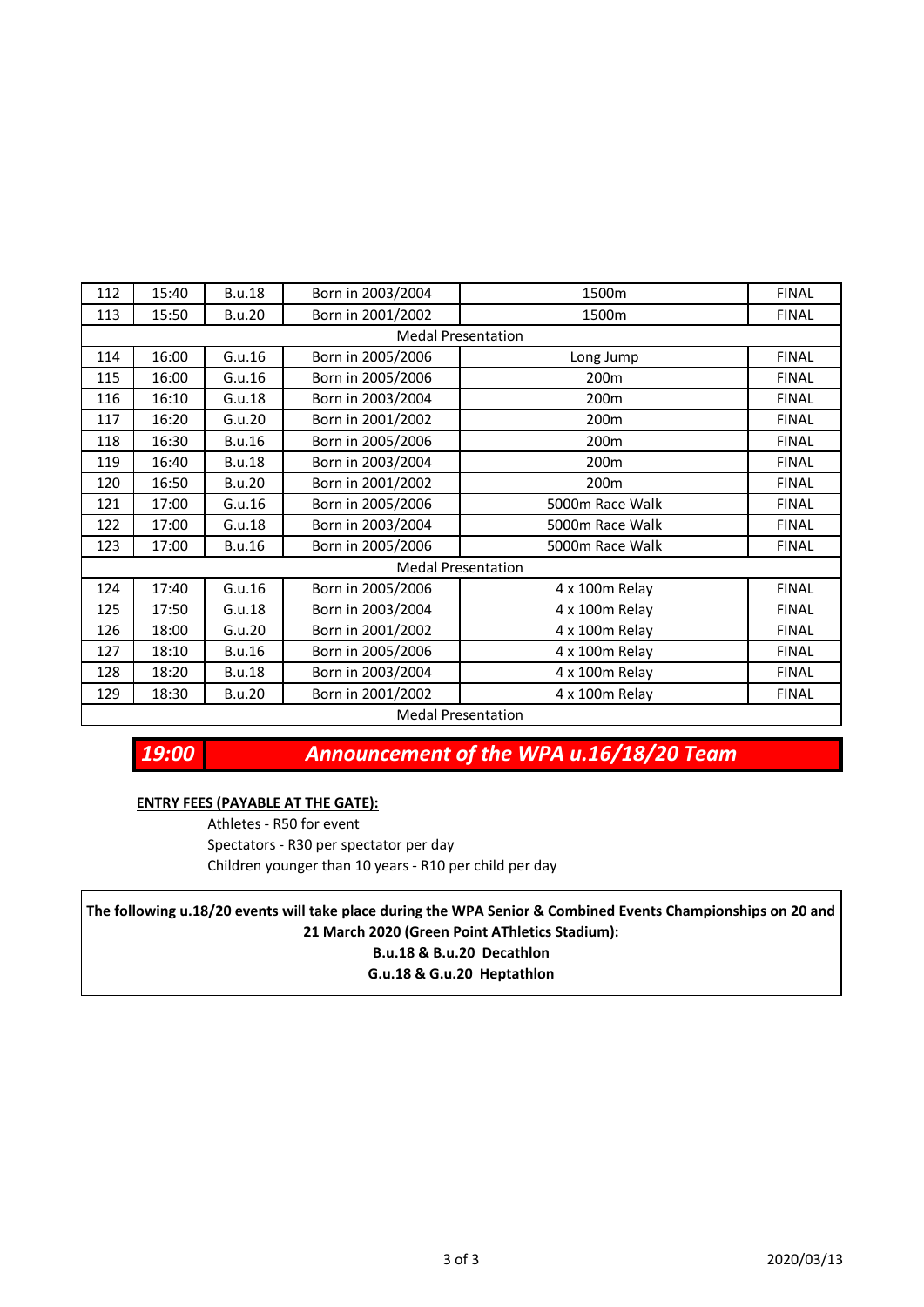| | | | | | |
|---|---|---|---|---|---|
| 112 | 15:40 | B.u.18 | Born in 2003/2004 | 1500m | FINAL |
| 113 | 15:50 | B.u.20 | Born in 2001/2002 | 1500m | FINAL |
| Medal Presentation | | | | | |
| 114 | 16:00 | G.u.16 | Born in 2005/2006 | Long Jump | FINAL |
| 115 | 16:00 | G.u.16 | Born in 2005/2006 | 200m | FINAL |
| 116 | 16:10 | G.u.18 | Born in 2003/2004 | 200m | FINAL |
| 117 | 16:20 | G.u.20 | Born in 2001/2002 | 200m | FINAL |
| 118 | 16:30 | B.u.16 | Born in 2005/2006 | 200m | FINAL |
| 119 | 16:40 | B.u.18 | Born in 2003/2004 | 200m | FINAL |
| 120 | 16:50 | B.u.20 | Born in 2001/2002 | 200m | FINAL |
| 121 | 17:00 | G.u.16 | Born in 2005/2006 | 5000m Race Walk | FINAL |
| 122 | 17:00 | G.u.18 | Born in 2003/2004 | 5000m Race Walk | FINAL |
| 123 | 17:00 | B.u.16 | Born in 2005/2006 | 5000m Race Walk | FINAL |
| Medal Presentation | | | | | |
| 124 | 17:40 | G.u.16 | Born in 2005/2006 | 4 x 100m Relay | FINAL |
| 125 | 17:50 | G.u.18 | Born in 2003/2004 | 4 x 100m Relay | FINAL |
| 126 | 18:00 | G.u.20 | Born in 2001/2002 | 4 x 100m Relay | FINAL |
| 127 | 18:10 | B.u.16 | Born in 2005/2006 | 4 x 100m Relay | FINAL |
| 128 | 18:20 | B.u.18 | Born in 2003/2004 | 4 x 100m Relay | FINAL |
| 129 | 18:30 | B.u.20 | Born in 2001/2002 | 4 x 100m Relay | FINAL |
| Medal Presentation | | | | | |

***19:00*** ***Announcement of the WPA u.16/18/20 Team***

**ENTRY FEES (PAYABLE AT THE GATE):**

Athletes - R50 for event
Spectators - R30 per spectator per day
Children younger than 10 years - R10 per child per day

**The following u.18/20 events will take place during the WPA Senior & Combined Events Championships on 20 and 21 March 2020 (Green Point AThletics Stadium):**

**B.u.18 & B.u.20 Decathlon**

**G.u.18 & G.u.20 Heptathlon**